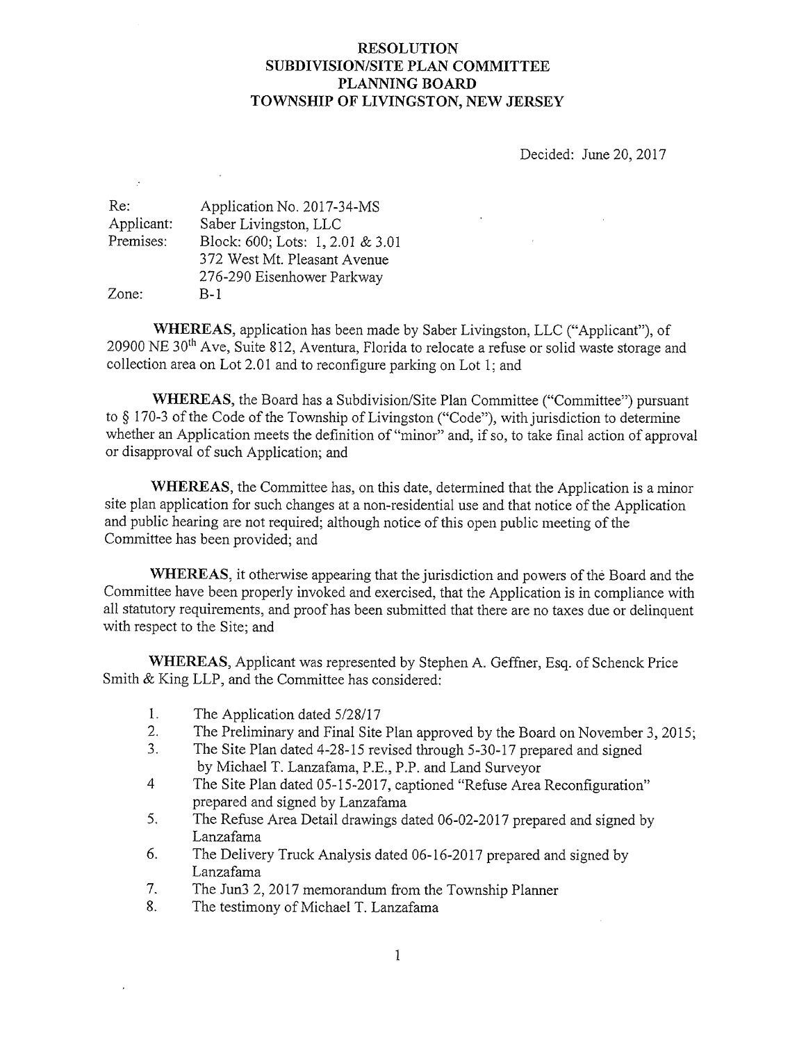# RESOLUTION
# SUBDIVISION/SITE PLAN COMMITTEE
# PLANNING BOARD
# TOWNSHIP OF LIVINGSTON, NEW JERSEY

Decided: June 20, 2017

| | |
|---|---|
| Re: | Application No. 2017-34-MS |
| Applicant: | Saber Livingston, LLC |
| Premises: | Block: 600; Lots: 1, 2.01 & 3.01<br>372 West Mt. Pleasant Avenue<br>276-290 Eisenhower Parkway |
| Zone: | B-1 |

**WHEREAS**, application has been made by Saber Livingston, LLC ("Applicant"), of 20900 NE 30th Ave, Suite 812, Aventura, Florida to relocate a refuse or solid waste storage and collection area on Lot 2.01 and to reconfigure parking on Lot 1; and

**WHEREAS**, the Board has a Subdivision/Site Plan Committee ("Committee") pursuant to § 170-3 of the Code of the Township of Livingston ("Code"), with jurisdiction to determine whether an Application meets the definition of "minor" and, if so, to take final action of approval or disapproval of such Application; and

**WHEREAS**, the Committee has, on this date, determined that the Application is a minor site plan application for such changes at a non-residential use and that notice of the Application and public hearing are not required; although notice of this open public meeting of the Committee has been provided; and

**WHEREAS**, it otherwise appearing that the jurisdiction and powers of the Board and the Committee have been properly invoked and exercised, that the Application is in compliance with all statutory requirements, and proof has been submitted that there are no taxes due or delinquent with respect to the Site; and

**WHEREAS**, Applicant was represented by Stephen A. Geffner, Esq. of Schenck Price Smith & King LLP, and the Committee has considered:

1. The Application dated 5/28/17
2. The Preliminary and Final Site Plan approved by the Board on November 3, 2015;
3. The Site Plan dated 4-28-15 revised through 5-30-17 prepared and signed by Michael T. Lanzafama, P.E., P.P. and Land Surveyor
4. The Site Plan dated 05-15-2017, captioned "Refuse Area Reconfiguration" prepared and signed by Lanzafama
5. The Refuse Area Detail drawings dated 06-02-2017 prepared and signed by Lanzafama
6. The Delivery Truck Analysis dated 06-16-2017 prepared and signed by Lanzafama
7. The Jun3 2, 2017 memorandum from the Township Planner
8. The testimony of Michael T. Lanzafama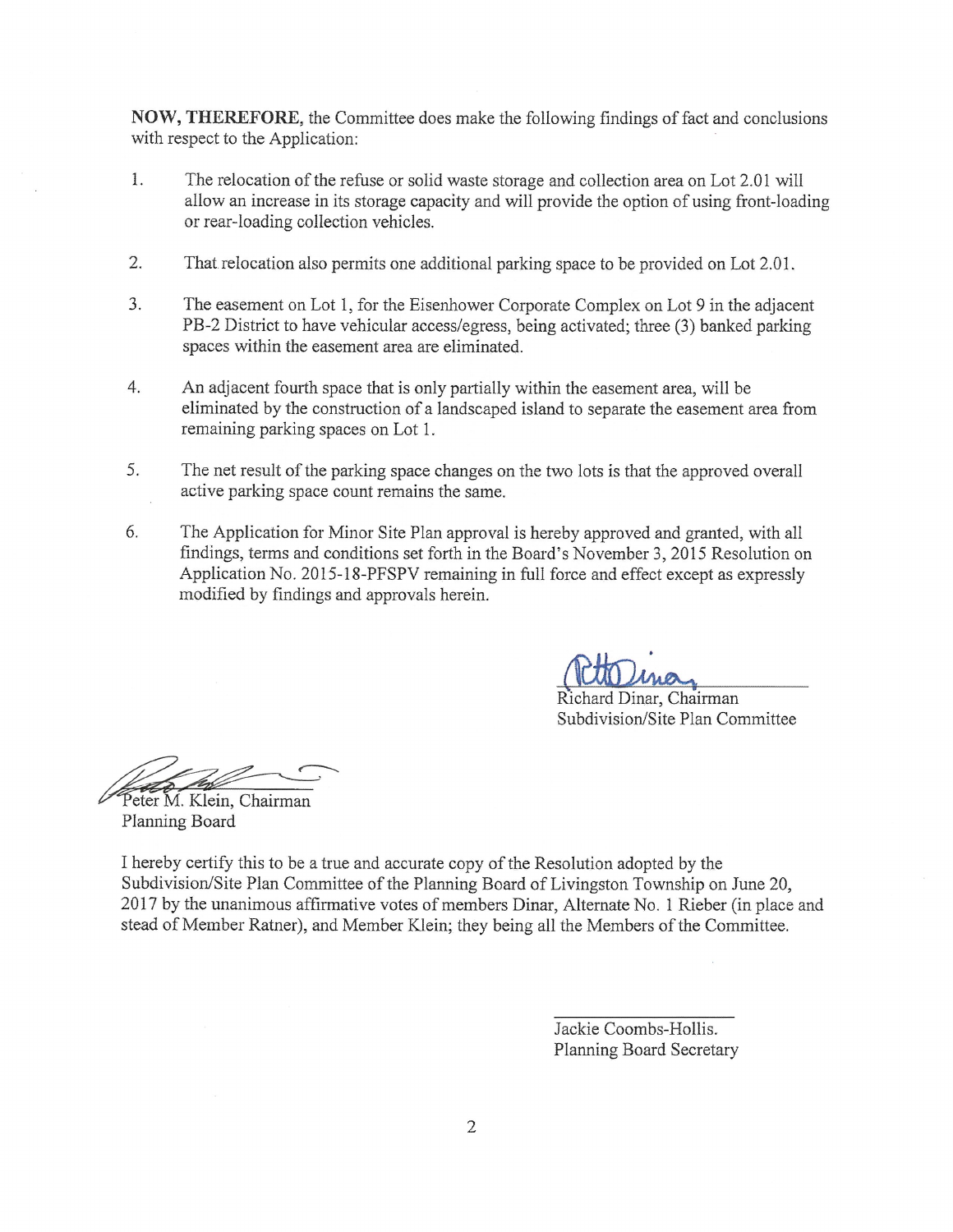**NOW, THEREFORE,** the Committee does make the following findings of fact and conclusions with respect to the Application:

1. The relocation of the refuse or solid waste storage and collection area on Lot 2.01 will allow an increase in its storage capacity and will provide the option of using front-loading or rear-loading collection vehicles.

2. That relocation also permits one additional parking space to be provided on Lot 2.01.

3. The easement on Lot 1, for the Eisenhower Corporate Complex on Lot 9 in the adjacent PB-2 District to have vehicular access/egress, being activated; three (3) banked parking spaces within the easement area are eliminated.

4. An adjacent fourth space that is only partially within the easement area, will be eliminated by the construction of a landscaped island to separate the easement area from remaining parking spaces on Lot 1.

5. The net result of the parking space changes on the two lots is that the approved overall active parking space count remains the same.

6. The Application for Minor Site Plan approval is hereby approved and granted, with all findings, terms and conditions set forth in the Board's November 3, 2015 Resolution on Application No. 2015-18-PFSPV remaining in full force and effect except as expressly modified by findings and approvals herein.

Richard Dinar, Chairman
Subdivision/Site Plan Committee

Peter M. Klein, Chairman
Planning Board

I hereby certify this to be a true and accurate copy of the Resolution adopted by the Subdivision/Site Plan Committee of the Planning Board of Livingston Township on June 20, 2017 by the unanimous affirmative votes of members Dinar, Alternate No. 1 Rieber (in place and stead of Member Ratner), and Member Klein; they being all the Members of the Committee.

Jackie Coombs-Hollis.
Planning Board Secretary